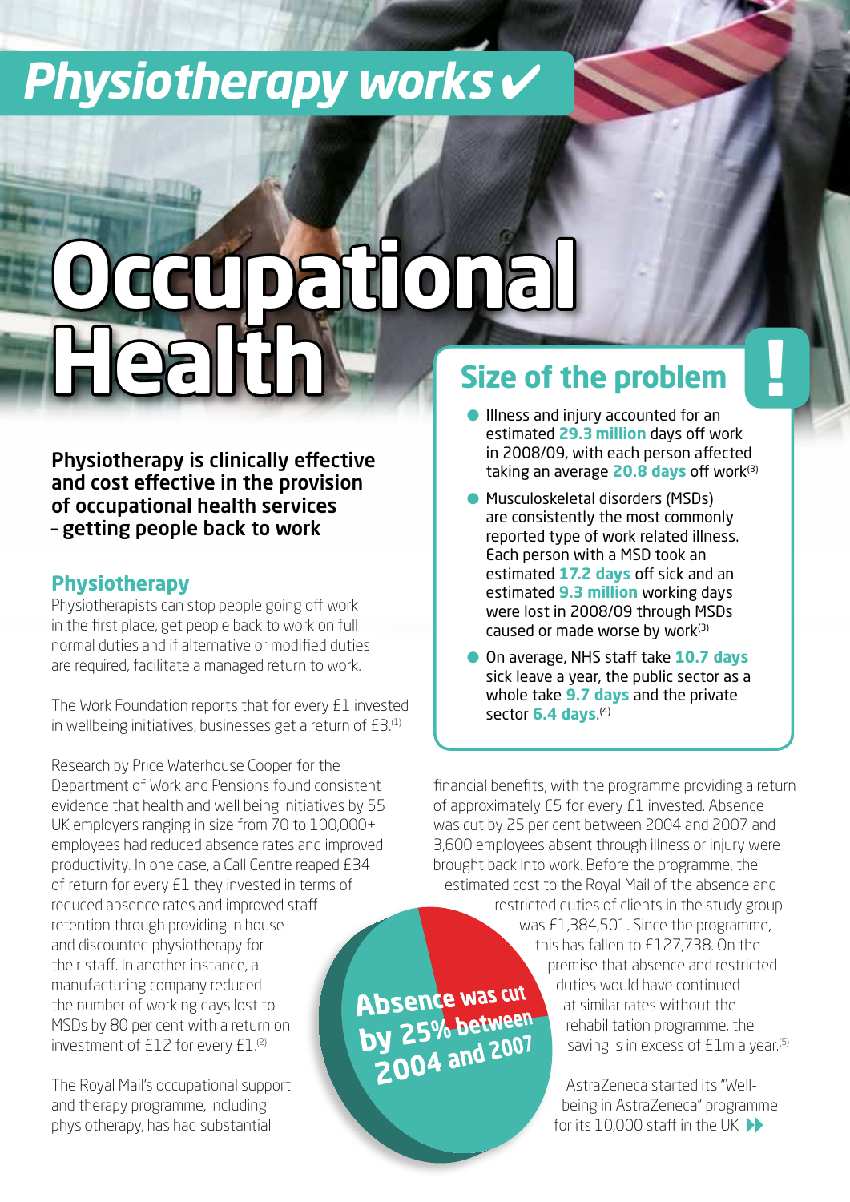# Physiotherapy works ✔

# Occupational Health

**Physiotherapy is clinically effective and cost effective in the provision of occupational health services – getting people back to work**

## Physiotherapy

Physiotherapists can stop people going off work in the first place, get people back to work on full normal duties and if alternative or modified duties are required, facilitate a managed return to work.

The Work Foundation reports that for every £1 invested in wellbeing initiatives, businesses get a return of £3.[1]

Research by Price Waterhouse Cooper for the Department of Work and Pensions found consistent evidence that health and well being initiatives by 55 UK employers ranging in size from 70 to 100,000+ employees had reduced absence rates and improved productivity. In one case, a Call Centre reaped £34 of return for every £1 they invested in terms of reduced absence rates and improved staff retention through providing in house and discounted physiotherapy for their staff. In another instance, a manufacturing company reduced the number of working days lost to MSDs by 80 per cent with a return on investment of £12 for every £1.[2]

The Royal Mail's occupational support and therapy programme, including physiotherapy, has had substantial financial benefits, with the programme providing a return of approximately £5 for every £1 invested. Absence was cut by 25 per cent between 2004 and 2007 and 3,600 employees absent through illness or injury were brought back into work. Before the programme, the estimated cost to the Royal Mail of the absence and restricted duties of clients in the study group was £1,384,501. Since the programme, this has fallen to £127,738. On the premise that absence and restricted duties would have continued at similar rates without the rehabilitation programme, the saving is in excess of £1m a year.[5]

**Absence was cut by 25% between 2004 and 2007**

AstraZeneca started its "Well-being in AstraZeneca" programme for its 10,000 staff in the UK

## Size of the problem !

- Illness and injury accounted for an estimated **29.3 million** days off work in 2008/09, with each person affected taking an average **20.8 days** off work[3]
- Musculoskeletal disorders (MSDs) are consistently the most commonly reported type of work related illness. Each person with a MSD took an estimated **17.2 days** off sick and an estimated **9.3 million** working days were lost in 2008/09 through MSDs caused or made worse by work[3]
- On average, NHS staff take **10.7 days** sick leave a year, the public sector as a whole take **9.7 days** and the private sector **6.4 days**.[4]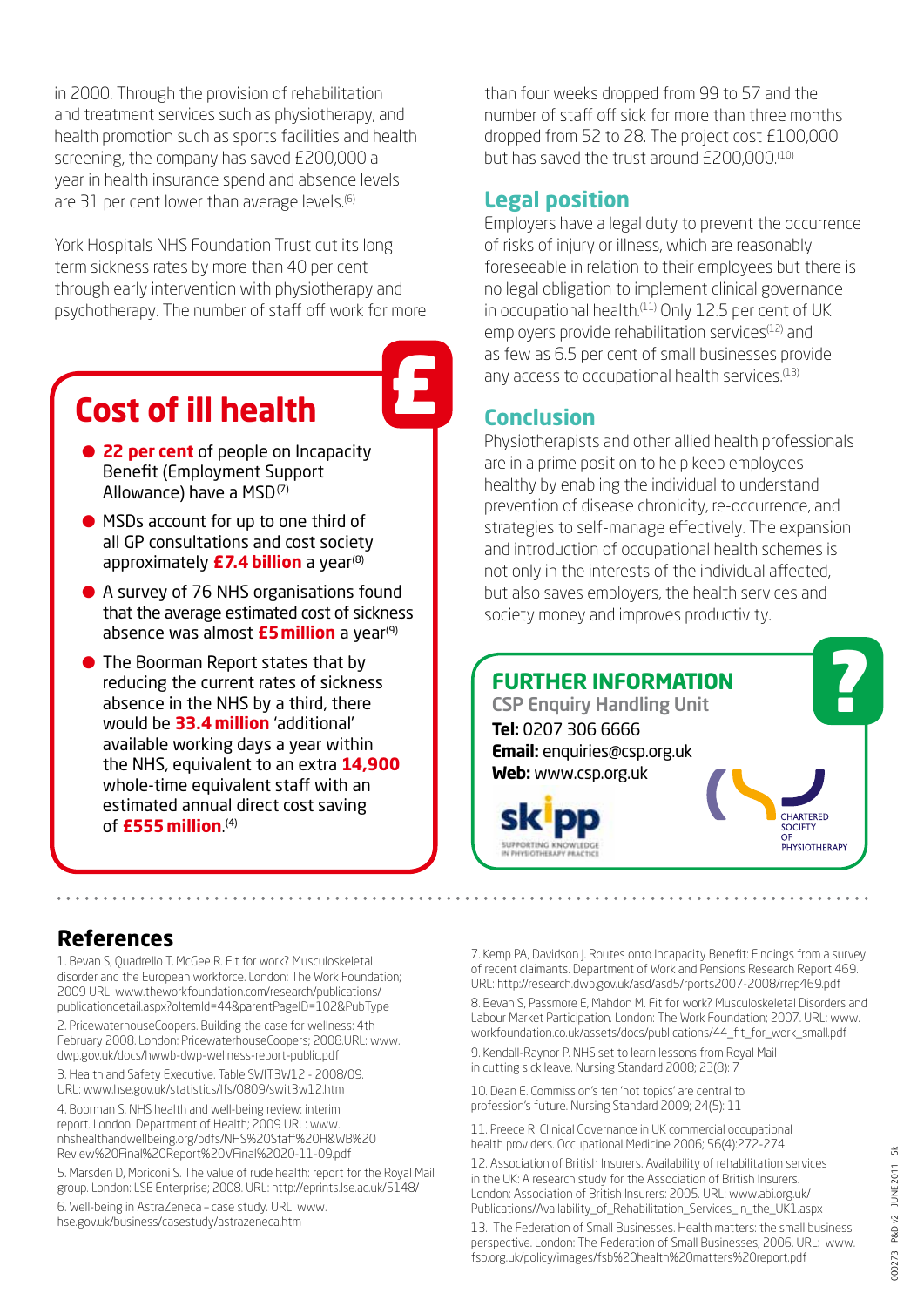in 2000. Through the provision of rehabilitation and treatment services such as physiotherapy, and health promotion such as sports facilities and health screening, the company has saved £200,000 a year in health insurance spend and absence levels are 31 per cent lower than average levels.[6]

York Hospitals NHS Foundation Trust cut its long term sickness rates by more than 40 per cent through early intervention with physiotherapy and psychotherapy. The number of staff off work for more than four weeks dropped from 99 to 57 and the number of staff off sick for more than three months dropped from 52 to 28. The project cost £100,000 but has saved the trust around £200,000.[10]

## Cost of ill health

- **22 per cent** of people on Incapacity Benefit (Employment Support Allowance) have a MSD[7]
- MSDs account for up to one third of all GP consultations and cost society approximately **£7.4 billion** a year[8]
- A survey of 76 NHS organisations found that the average estimated cost of sickness absence was almost **£5 million** a year[9]
- The Boorman Report states that by reducing the current rates of sickness absence in the NHS by a third, there would be **33.4 million** 'additional' available working days a year within the NHS, equivalent to an extra **14,900** whole-time equivalent staff with an estimated annual direct cost saving of **£555 million**.[4]

## Legal position

Employers have a legal duty to prevent the occurrence of risks of injury or illness, which are reasonably foreseeable in relation to their employees but there is no legal obligation to implement clinical governance in occupational health.[11] Only 12.5 per cent of UK employers provide rehabilitation services[12] and as few as 6.5 per cent of small businesses provide any access to occupational health services.[13]

## Conclusion

Physiotherapists and other allied health professionals are in a prime position to help keep employees healthy by enabling the individual to understand prevention of disease chronicity, re-occurrence, and strategies to self-manage effectively. The expansion and introduction of occupational health schemes is not only in the interests of the individual affected, but also saves employers, the health services and society money and improves productivity.

## FURTHER INFORMATION

CSP Enquiry Handling Unit
**Tel:** 0207 306 6666
**Email:** enquiries@csp.org.uk
**Web:** www.csp.org.uk

skipp SUPPORTING KNOWLEDGE IN PHYSIOTHERAPY PRACTICE

CHARTERED SOCIETY OF PHYSIOTHERAPY

## References

1. Bevan S, Quadrello T, McGee R. Fit for work? Musculoskeletal disorder and the European workforce. London: The Work Foundation; 2009 URL: www.theworkfoundation.com/research/publications/publicationdetail.aspx?oItemId=44&parentPageID=102&PubType
2. PricewaterhouseCoopers. Building the case for wellness: 4th February 2008. London: PricewaterhouseCoopers; 2008.URL: www.dwp.gov.uk/docs/hwwb-dwp-wellness-report-public.pdf
3. Health and Safety Executive. Table SWIT3W12 - 2008/09. URL: www.hse.gov.uk/statistics/lfs/0809/swit3w12.htm
4. Boorman S. NHS health and well-being review: interim report. London: Department of Health; 2009 URL: www.nhshealthandwellbeing.org/pdfs/NHS%20Staff%20H&WB%20Review%20Final%20Report%20VFinal%2020-11-09.pdf
5. Marsden D, Moriconi S. The value of rude health: report for the Royal Mail group. London: LSE Enterprise; 2008. URL: http://eprints.lse.ac.uk/5148/
6. Well-being in AstraZeneca – case study. URL: www.hse.gov.uk/business/casestudy/astrazeneca.htm
7. Kemp PA, Davidson J. Routes onto Incapacity Benefit: Findings from a survey of recent claimants. Department of Work and Pensions Research Report 469. URL: http://research.dwp.gov.uk/asd/asd5/rports2007-2008/rrep469.pdf
8. Bevan S, Passmore E, Mahdon M. Fit for work? Musculoskeletal Disorders and Labour Market Participation. London: The Work Foundation; 2007. URL: www.workfoundation.co.uk/assets/docs/publications/44_fit_for_work_small.pdf
9. Kendall-Raynor P. NHS set to learn lessons from Royal Mail in cutting sick leave. Nursing Standard 2008; 23(8): 7
10. Dean E. Commission's ten 'hot topics' are central to profession's future. Nursing Standard 2009; 24(5): 11
11. Preece R. Clinical Governance in UK commercial occupational health providers. Occupational Medicine 2006; 56(4):272-274.
12. Association of British Insurers. Availability of rehabilitation services in the UK: A research study for the Association of British Insurers. London: Association of British Insurers: 2005. URL: www.abi.org.uk/Publications/Availability_of_Rehabilitation_Services_in_the_UK1.aspx
13. The Federation of Small Businesses. Health matters: the small business perspective. London: The Federation of Small Businesses; 2006. URL: www.fsb.org.uk/policy/images/fsb%20health%20matters%20report.pdf

000273 P&D v2 JUNE 2011 5k